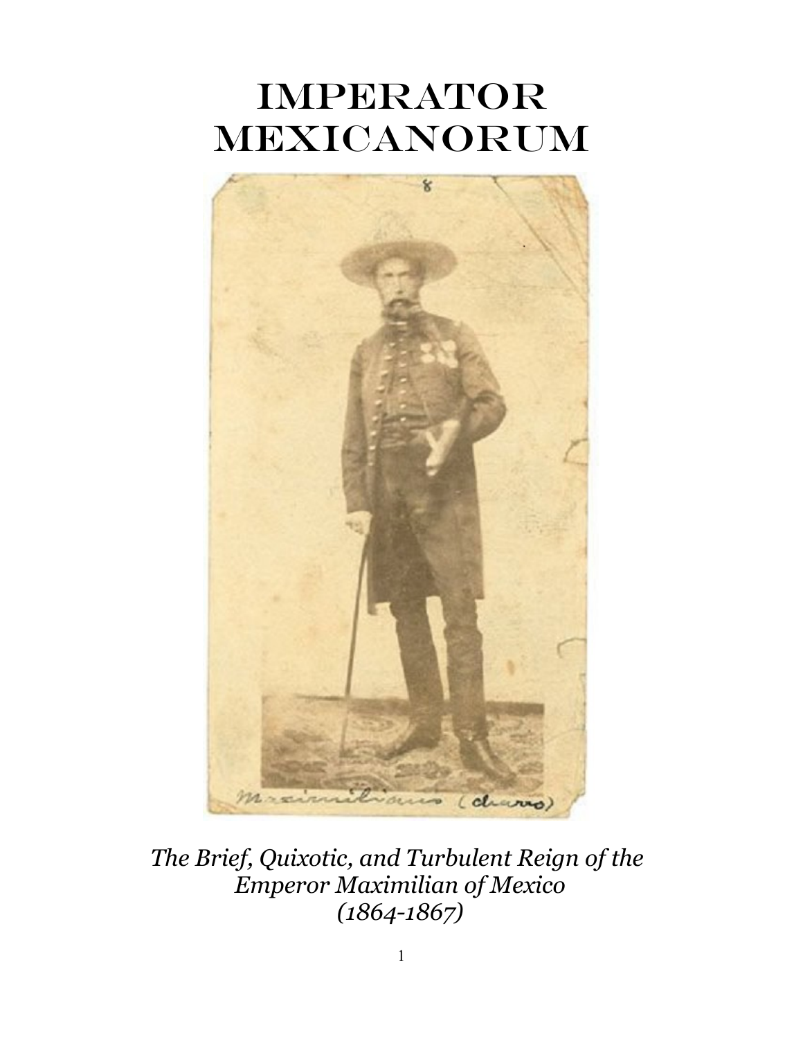# IMPERATOR MEXICANORUM

*The Brief, Quixotic, and Turbulent Reign of the Emperor Maximilian of Mexico (1864-1867)*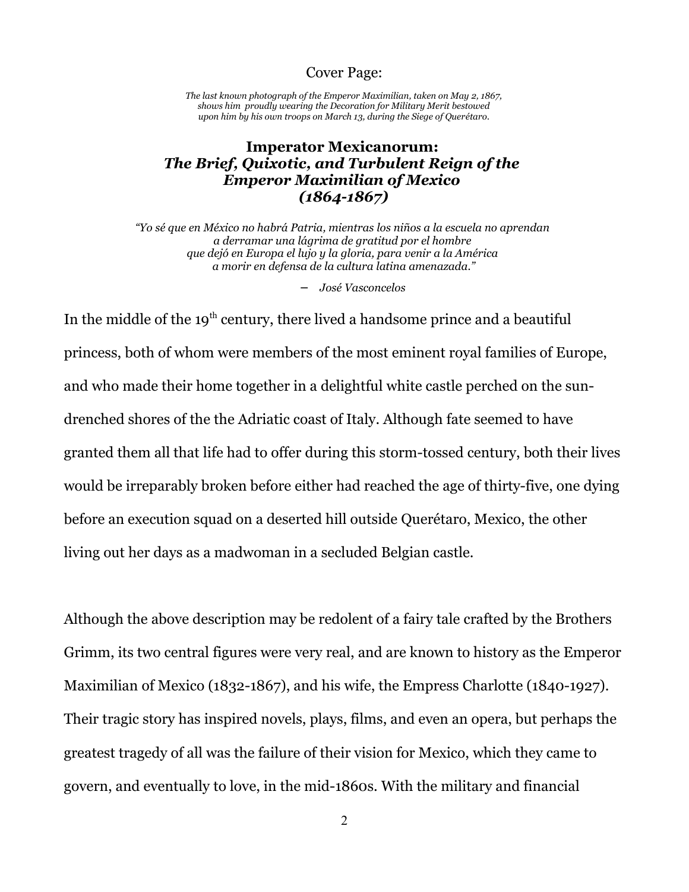Cover Page:

*The last known photograph of the Emperor Maximilian, taken on May 2, 1867, shows him proudly wearing the Decoration for Military Merit bestowed upon him by his own troops on March 13, during the Siege of Querétaro.*

# **Imperator Mexicanorum:** ***The Brief, Quixotic, and Turbulent Reign of the Emperor Maximilian of Mexico (1864-1867)***

*"Yo sé que en México no habrá Patria, mientras los niños a la escuela no aprendan a derramar una lágrima de gratitud por el hombre que dejó en Europa el lujo y la gloria, para venir a la América a morir en defensa de la cultura latina amenazada."*

– *José Vasconcelos*

In the middle of the 19th century, there lived a handsome prince and a beautiful princess, both of whom were members of the most eminent royal families of Europe, and who made their home together in a delightful white castle perched on the sun-drenched shores of the the Adriatic coast of Italy. Although fate seemed to have granted them all that life had to offer during this storm-tossed century, both their lives would be irreparably broken before either had reached the age of thirty-five, one dying before an execution squad on a deserted hill outside Querétaro, Mexico, the other living out her days as a madwoman in a secluded Belgian castle.

Although the above description may be redolent of a fairy tale crafted by the Brothers Grimm, its two central figures were very real, and are known to history as the Emperor Maximilian of Mexico (1832-1867), and his wife, the Empress Charlotte (1840-1927). Their tragic story has inspired novels, plays, films, and even an opera, but perhaps the greatest tragedy of all was the failure of their vision for Mexico, which they came to govern, and eventually to love, in the mid-1860s. With the military and financial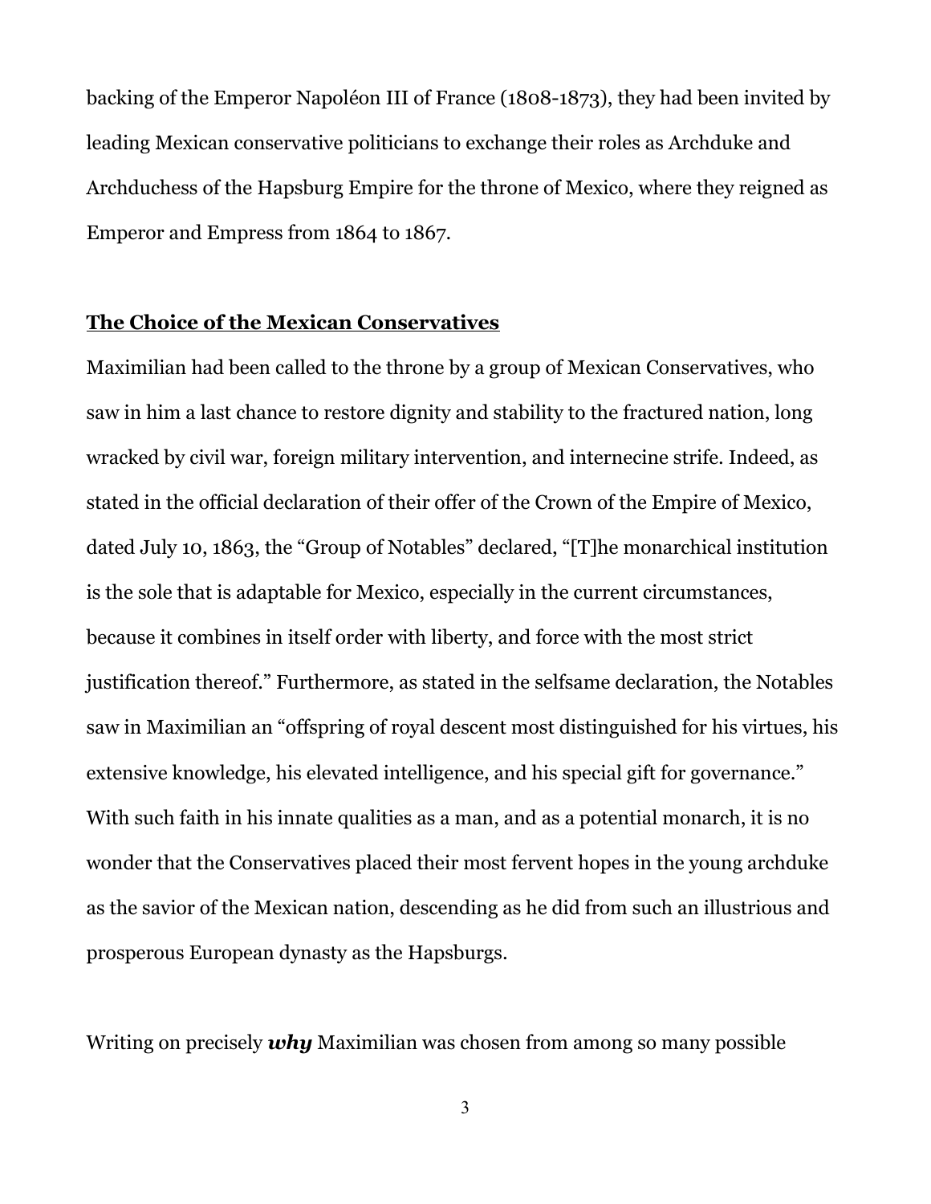backing of the Emperor Napoléon III of France (1808-1873), they had been invited by leading Mexican conservative politicians to exchange their roles as Archduke and Archduchess of the Hapsburg Empire for the throne of Mexico, where they reigned as Emperor and Empress from 1864 to 1867.

## **The Choice of the Mexican Conservatives**

Maximilian had been called to the throne by a group of Mexican Conservatives, who saw in him a last chance to restore dignity and stability to the fractured nation, long wracked by civil war, foreign military intervention, and internecine strife. Indeed, as stated in the official declaration of their offer of the Crown of the Empire of Mexico, dated July 10, 1863, the "Group of Notables" declared, "[T]he monarchical institution is the sole that is adaptable for Mexico, especially in the current circumstances, because it combines in itself order with liberty, and force with the most strict justification thereof." Furthermore, as stated in the selfsame declaration, the Notables saw in Maximilian an "offspring of royal descent most distinguished for his virtues, his extensive knowledge, his elevated intelligence, and his special gift for governance." With such faith in his innate qualities as a man, and as a potential monarch, it is no wonder that the Conservatives placed their most fervent hopes in the young archduke as the savior of the Mexican nation, descending as he did from such an illustrious and prosperous European dynasty as the Hapsburgs.

Writing on precisely ***why*** Maximilian was chosen from among so many possible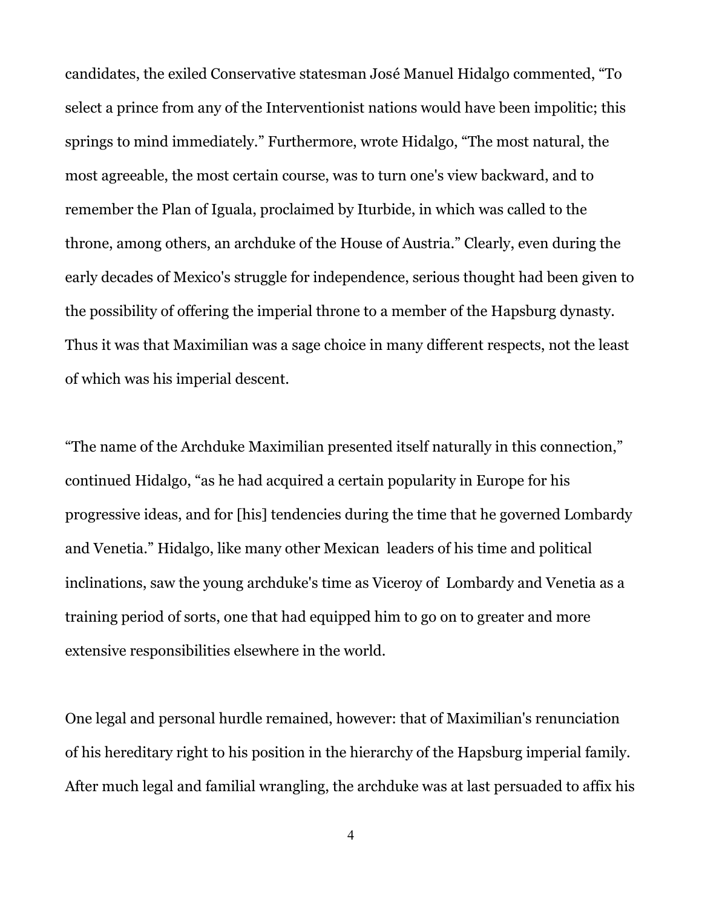candidates, the exiled Conservative statesman José Manuel Hidalgo commented, "To select a prince from any of the Interventionist nations would have been impolitic; this springs to mind immediately." Furthermore, wrote Hidalgo, "The most natural, the most agreeable, the most certain course, was to turn one's view backward, and to remember the Plan of Iguala, proclaimed by Iturbide, in which was called to the throne, among others, an archduke of the House of Austria." Clearly, even during the early decades of Mexico's struggle for independence, serious thought had been given to the possibility of offering the imperial throne to a member of the Hapsburg dynasty. Thus it was that Maximilian was a sage choice in many different respects, not the least of which was his imperial descent.

"The name of the Archduke Maximilian presented itself naturally in this connection," continued Hidalgo, "as he had acquired a certain popularity in Europe for his progressive ideas, and for [his] tendencies during the time that he governed Lombardy and Venetia." Hidalgo, like many other Mexican leaders of his time and political inclinations, saw the young archduke's time as Viceroy of Lombardy and Venetia as a training period of sorts, one that had equipped him to go on to greater and more extensive responsibilities elsewhere in the world.

One legal and personal hurdle remained, however: that of Maximilian's renunciation of his hereditary right to his position in the hierarchy of the Hapsburg imperial family. After much legal and familial wrangling, the archduke was at last persuaded to affix his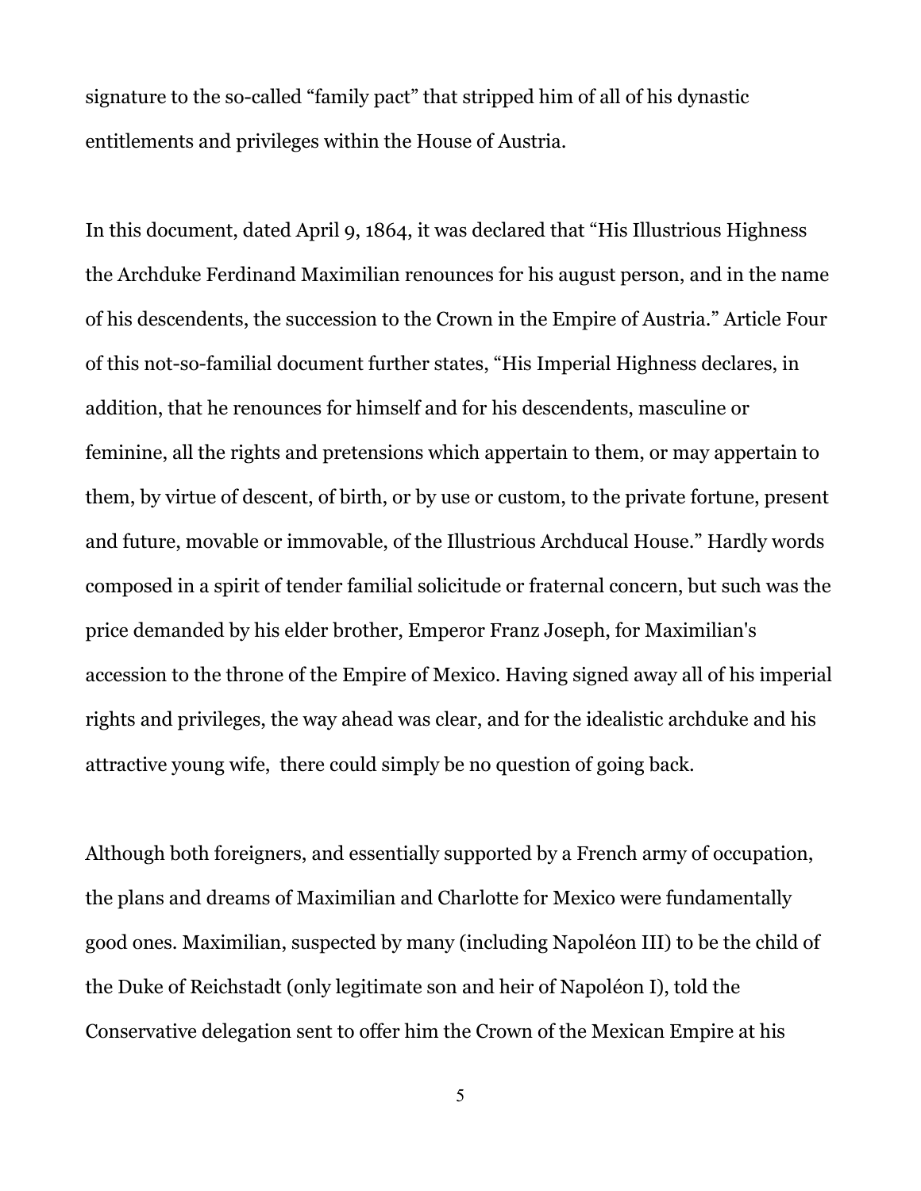signature to the so-called “family pact” that stripped him of all of his dynastic entitlements and privileges within the House of Austria.

In this document, dated April 9, 1864, it was declared that “His Illustrious Highness the Archduke Ferdinand Maximilian renounces for his august person, and in the name of his descendents, the succession to the Crown in the Empire of Austria.” Article Four of this not-so-familial document further states, “His Imperial Highness declares, in addition, that he renounces for himself and for his descendents, masculine or feminine, all the rights and pretensions which appertain to them, or may appertain to them, by virtue of descent, of birth, or by use or custom, to the private fortune, present and future, movable or immovable, of the Illustrious Archducal House.” Hardly words composed in a spirit of tender familial solicitude or fraternal concern, but such was the price demanded by his elder brother, Emperor Franz Joseph, for Maximilian's accession to the throne of the Empire of Mexico. Having signed away all of his imperial rights and privileges, the way ahead was clear, and for the idealistic archduke and his attractive young wife, there could simply be no question of going back.

Although both foreigners, and essentially supported by a French army of occupation, the plans and dreams of Maximilian and Charlotte for Mexico were fundamentally good ones. Maximilian, suspected by many (including Napoléon III) to be the child of the Duke of Reichstadt (only legitimate son and heir of Napoléon I), told the Conservative delegation sent to offer him the Crown of the Mexican Empire at his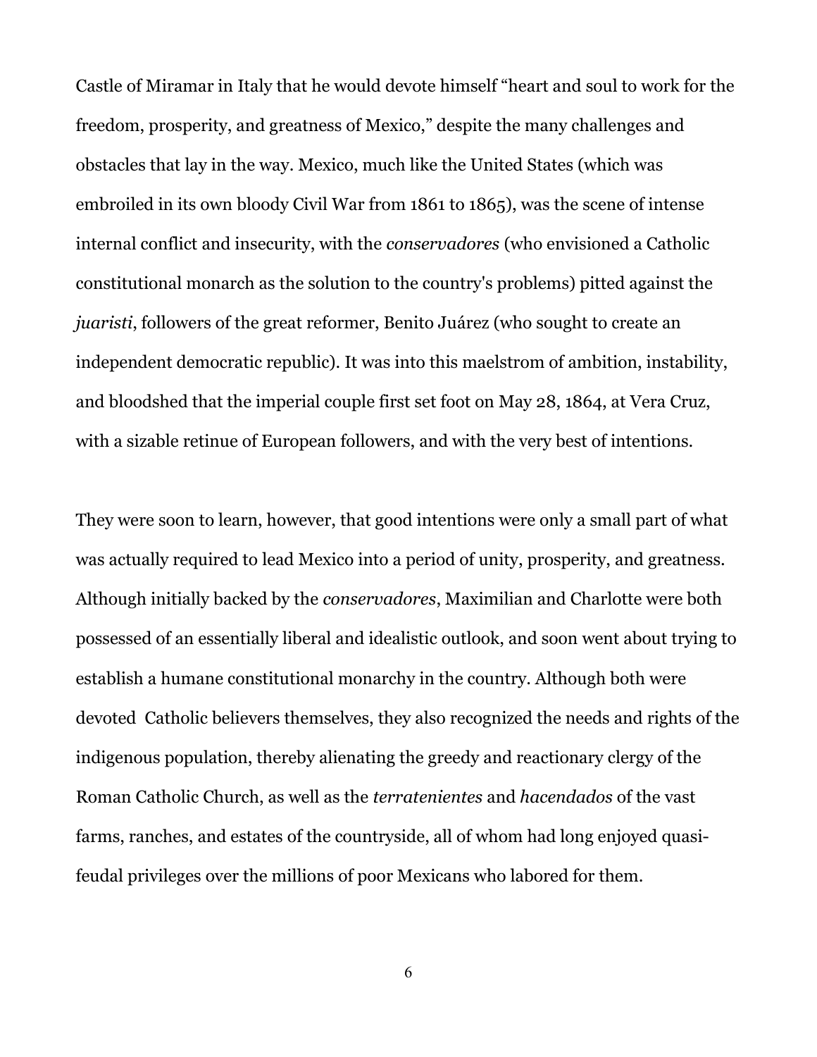Castle of Miramar in Italy that he would devote himself "heart and soul to work for the freedom, prosperity, and greatness of Mexico," despite the many challenges and obstacles that lay in the way. Mexico, much like the United States (which was embroiled in its own bloody Civil War from 1861 to 1865), was the scene of intense internal conflict and insecurity, with the *conservadores* (who envisioned a Catholic constitutional monarch as the solution to the country's problems) pitted against the *juaristi*, followers of the great reformer, Benito Juárez (who sought to create an independent democratic republic). It was into this maelstrom of ambition, instability, and bloodshed that the imperial couple first set foot on May 28, 1864, at Vera Cruz, with a sizable retinue of European followers, and with the very best of intentions.

They were soon to learn, however, that good intentions were only a small part of what was actually required to lead Mexico into a period of unity, prosperity, and greatness. Although initially backed by the *conservadores*, Maximilian and Charlotte were both possessed of an essentially liberal and idealistic outlook, and soon went about trying to establish a humane constitutional monarchy in the country. Although both were devoted Catholic believers themselves, they also recognized the needs and rights of the indigenous population, thereby alienating the greedy and reactionary clergy of the Roman Catholic Church, as well as the *terratenientes* and *hacendados* of the vast farms, ranches, and estates of the countryside, all of whom had long enjoyed quasi-feudal privileges over the millions of poor Mexicans who labored for them.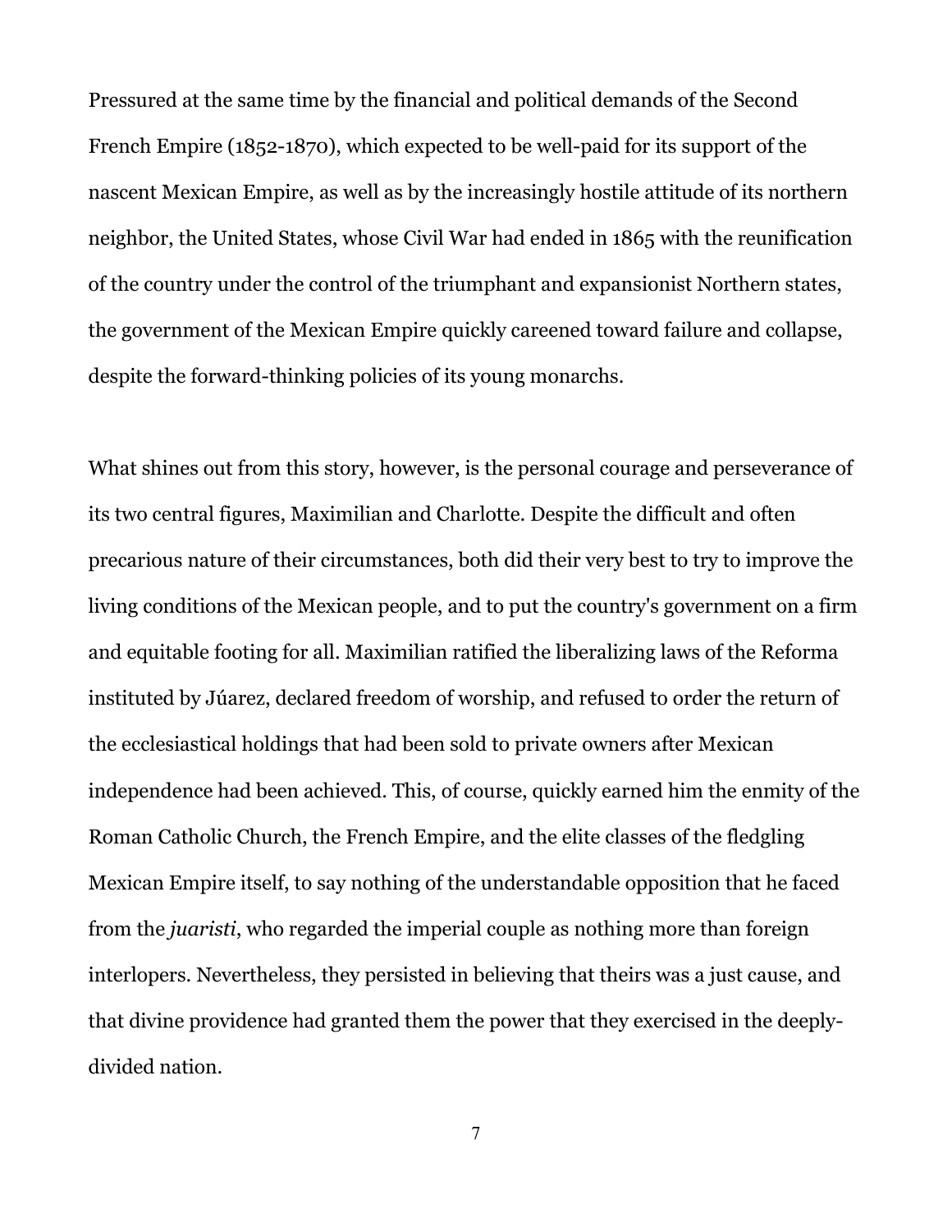Pressured at the same time by the financial and political demands of the Second French Empire (1852-1870), which expected to be well-paid for its support of the nascent Mexican Empire, as well as by the increasingly hostile attitude of its northern neighbor, the United States, whose Civil War had ended in 1865 with the reunification of the country under the control of the triumphant and expansionist Northern states, the government of the Mexican Empire quickly careened toward failure and collapse, despite the forward-thinking policies of its young monarchs.

What shines out from this story, however, is the personal courage and perseverance of its two central figures, Maximilian and Charlotte. Despite the difficult and often precarious nature of their circumstances, both did their very best to try to improve the living conditions of the Mexican people, and to put the country's government on a firm and equitable footing for all. Maximilian ratified the liberalizing laws of the Reforma instituted by Júarez, declared freedom of worship, and refused to order the return of the ecclesiastical holdings that had been sold to private owners after Mexican independence had been achieved. This, of course, quickly earned him the enmity of the Roman Catholic Church, the French Empire, and the elite classes of the fledgling Mexican Empire itself, to say nothing of the understandable opposition that he faced from the *juaristi*, who regarded the imperial couple as nothing more than foreign interlopers. Nevertheless, they persisted in believing that theirs was a just cause, and that divine providence had granted them the power that they exercised in the deeply-divided nation.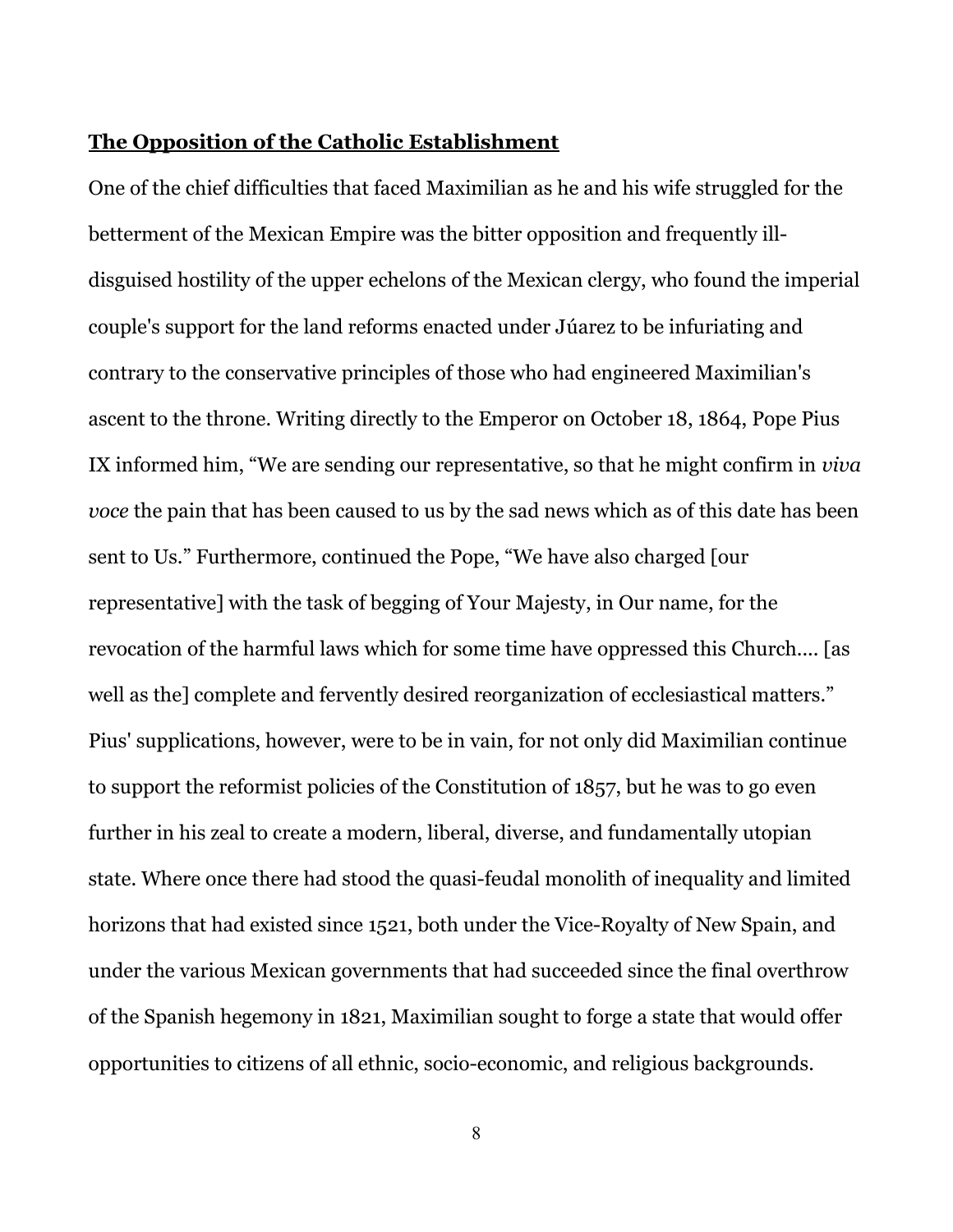## **The Opposition of the Catholic Establishment**

One of the chief difficulties that faced Maximilian as he and his wife struggled for the betterment of the Mexican Empire was the bitter opposition and frequently ill-disguised hostility of the upper echelons of the Mexican clergy, who found the imperial couple's support for the land reforms enacted under Júarez to be infuriating and contrary to the conservative principles of those who had engineered Maximilian's ascent to the throne. Writing directly to the Emperor on October 18, 1864, Pope Pius IX informed him, "We are sending our representative, so that he might confirm in *viva voce* the pain that has been caused to us by the sad news which as of this date has been sent to Us." Furthermore, continued the Pope, "We have also charged [our representative] with the task of begging of Your Majesty, in Our name, for the revocation of the harmful laws which for some time have oppressed this Church.... [as well as the] complete and fervently desired reorganization of ecclesiastical matters." Pius' supplications, however, were to be in vain, for not only did Maximilian continue to support the reformist policies of the Constitution of 1857, but he was to go even further in his zeal to create a modern, liberal, diverse, and fundamentally utopian state. Where once there had stood the quasi-feudal monolith of inequality and limited horizons that had existed since 1521, both under the Vice-Royalty of New Spain, and under the various Mexican governments that had succeeded since the final overthrow of the Spanish hegemony in 1821, Maximilian sought to forge a state that would offer opportunities to citizens of all ethnic, socio-economic, and religious backgrounds.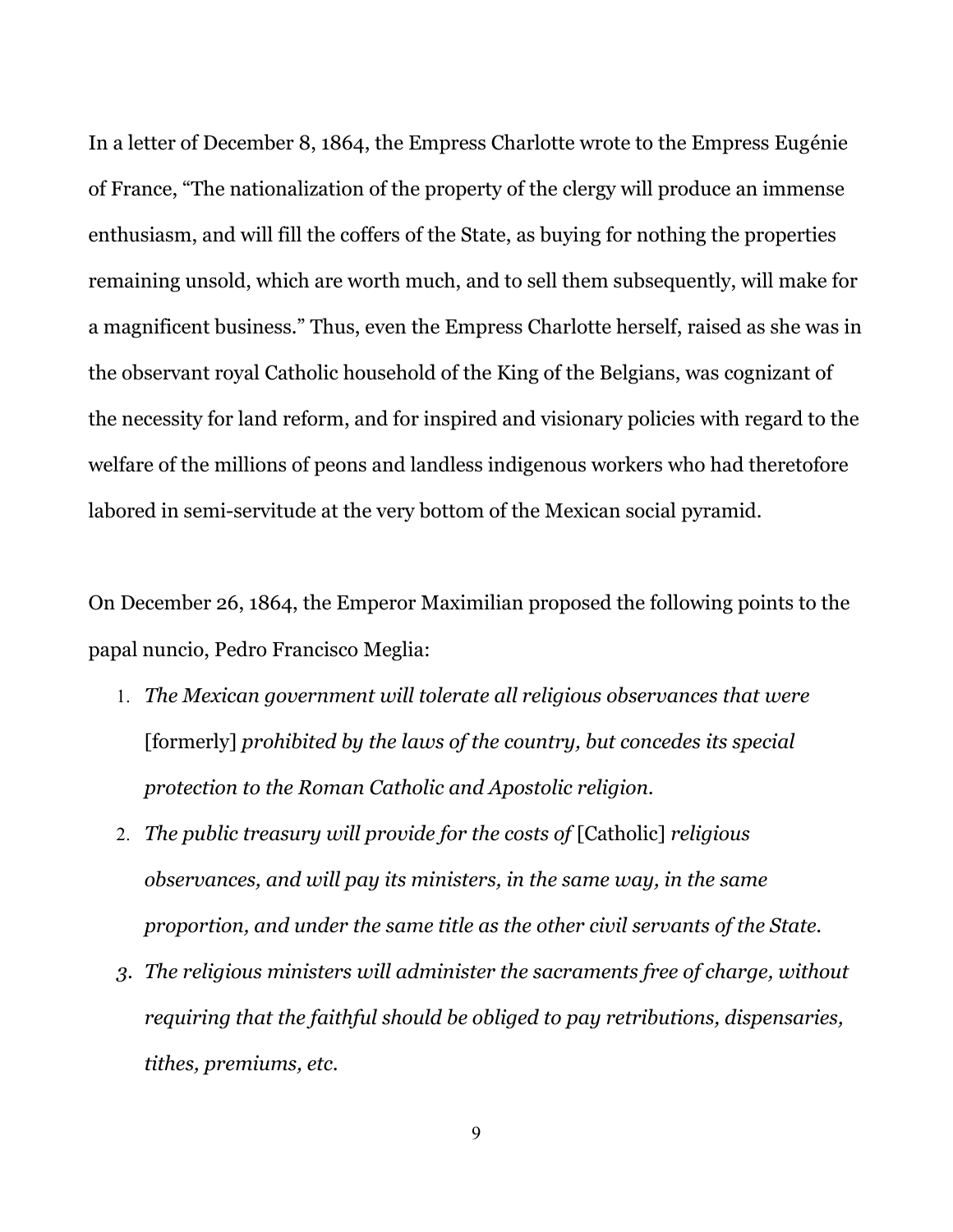In a letter of December 8, 1864, the Empress Charlotte wrote to the Empress Eugénie of France, "The nationalization of the property of the clergy will produce an immense enthusiasm, and will fill the coffers of the State, as buying for nothing the properties remaining unsold, which are worth much, and to sell them subsequently, will make for a magnificent business." Thus, even the Empress Charlotte herself, raised as she was in the observant royal Catholic household of the King of the Belgians, was cognizant of the necessity for land reform, and for inspired and visionary policies with regard to the welfare of the millions of peons and landless indigenous workers who had theretofore labored in semi-servitude at the very bottom of the Mexican social pyramid.

On December 26, 1864, the Emperor Maximilian proposed the following points to the papal nuncio, Pedro Francisco Meglia:

1. *The Mexican government will tolerate all religious observances that were* [formerly] *prohibited by the laws of the country, but concedes its special protection to the Roman Catholic and Apostolic religion.*
2. *The public treasury will provide for the costs of* [Catholic] *religious observances, and will pay its ministers, in the same way, in the same proportion, and under the same title as the other civil servants of the State.*
3. *The religious ministers will administer the sacraments free of charge, without requiring that the faithful should be obliged to pay retributions, dispensaries, tithes, premiums, etc.*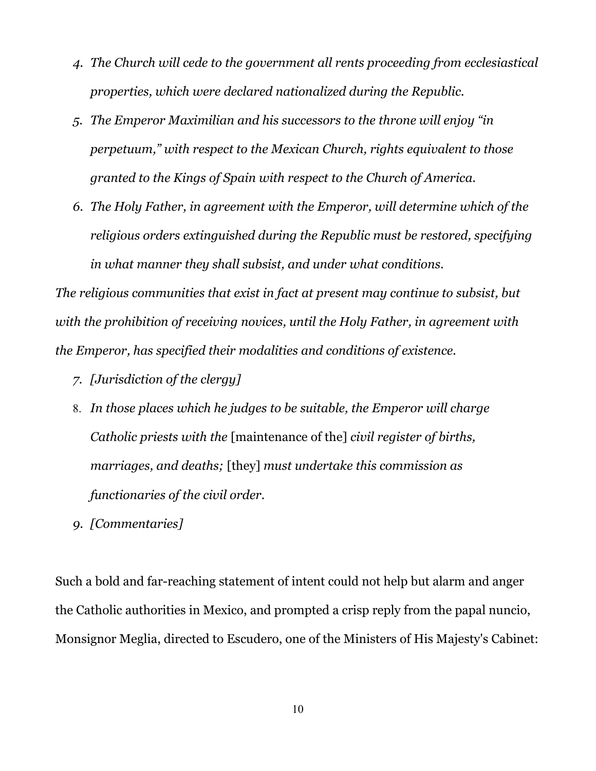4. *The Church will cede to the government all rents proceeding from ecclesiastical properties, which were declared nationalized during the Republic.*
5. *The Emperor Maximilian and his successors to the throne will enjoy "in perpetuum," with respect to the Mexican Church, rights equivalent to those granted to the Kings of Spain with respect to the Church of America.*
6. *The Holy Father, in agreement with the Emperor, will determine which of the religious orders extinguished during the Republic must be restored, specifying in what manner they shall subsist, and under what conditions.*

*The religious communities that exist in fact at present may continue to subsist, but with the prohibition of receiving novices, until the Holy Father, in agreement with the Emperor, has specified their modalities and conditions of existence.*

7. *[Jurisdiction of the clergy]*
8. *In those places which he judges to be suitable, the Emperor will charge Catholic priests with the* [maintenance of the] *civil register of births, marriages, and deaths;* [they] *must undertake this commission as functionaries of the civil order.*
9. *[Commentaries]*

Such a bold and far-reaching statement of intent could not help but alarm and anger the Catholic authorities in Mexico, and prompted a crisp reply from the papal nuncio, Monsignor Meglia, directed to Escudero, one of the Ministers of His Majesty's Cabinet: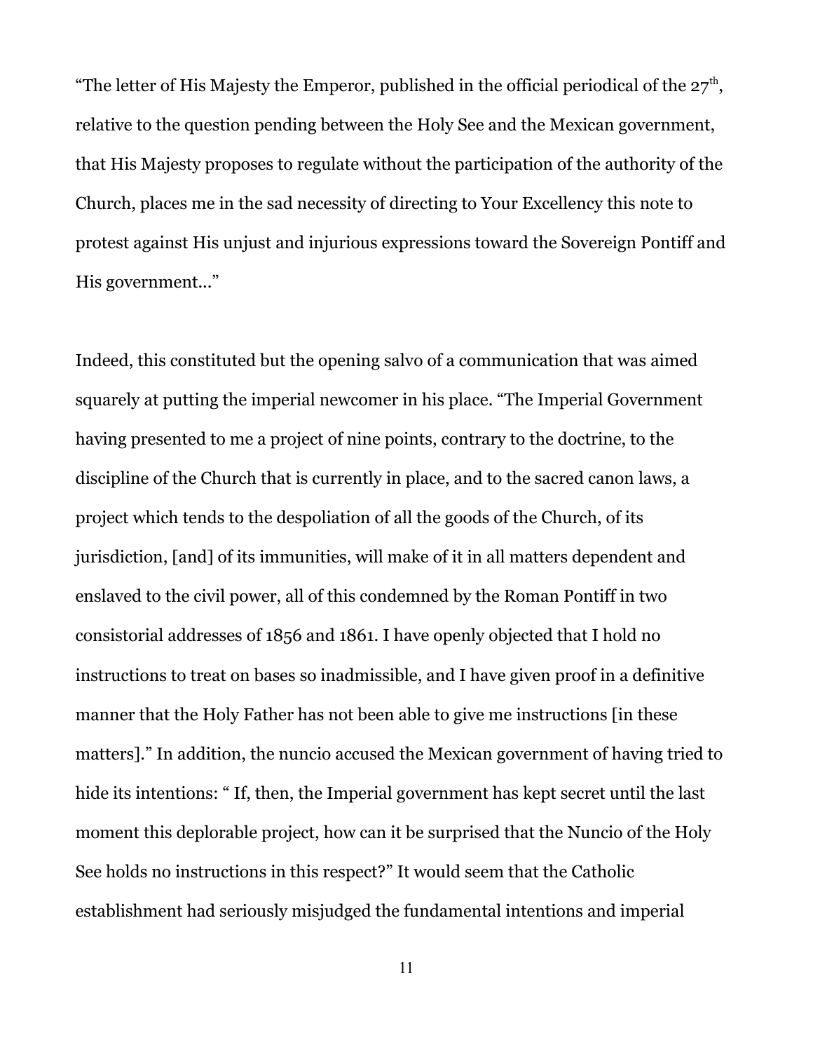"The letter of His Majesty the Emperor, published in the official periodical of the 27th, relative to the question pending between the Holy See and the Mexican government, that His Majesty proposes to regulate without the participation of the authority of the Church, places me in the sad necessity of directing to Your Excellency this note to protest against His unjust and injurious expressions toward the Sovereign Pontiff and His government…"

Indeed, this constituted but the opening salvo of a communication that was aimed squarely at putting the imperial newcomer in his place. "The Imperial Government having presented to me a project of nine points, contrary to the doctrine, to the discipline of the Church that is currently in place, and to the sacred canon laws, a project which tends to the despoliation of all the goods of the Church, of its jurisdiction, [and] of its immunities, will make of it in all matters dependent and enslaved to the civil power, all of this condemned by the Roman Pontiff in two consistorial addresses of 1856 and 1861. I have openly objected that I hold no instructions to treat on bases so inadmissible, and I have given proof in a definitive manner that the Holy Father has not been able to give me instructions [in these matters]." In addition, the nuncio accused the Mexican government of having tried to hide its intentions: " If, then, the Imperial government has kept secret until the last moment this deplorable project, how can it be surprised that the Nuncio of the Holy See holds no instructions in this respect?" It would seem that the Catholic establishment had seriously misjudged the fundamental intentions and imperial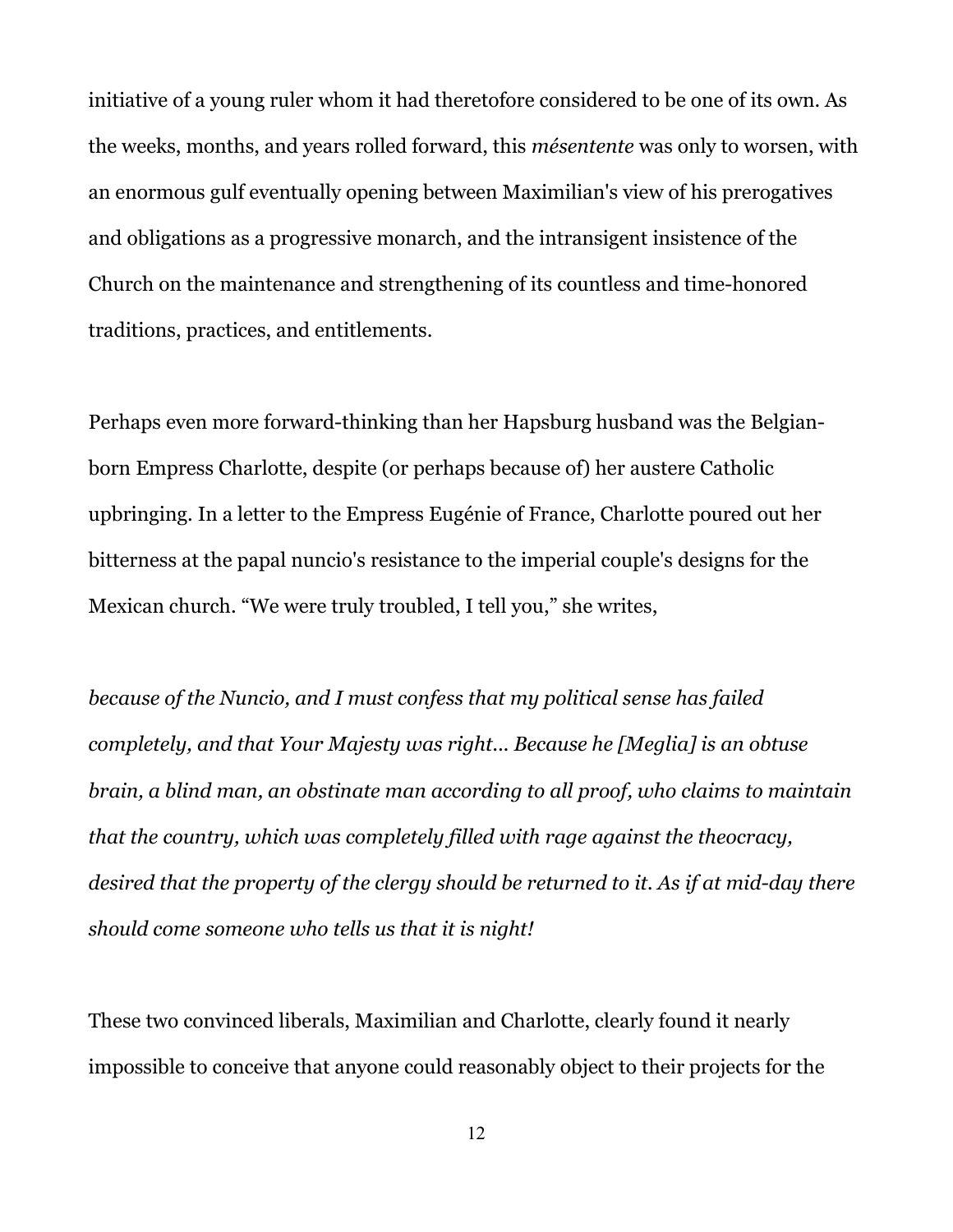initiative of a young ruler whom it had theretofore considered to be one of its own. As the weeks, months, and years rolled forward, this *mésentente* was only to worsen, with an enormous gulf eventually opening between Maximilian's view of his prerogatives and obligations as a progressive monarch, and the intransigent insistence of the Church on the maintenance and strengthening of its countless and time-honored traditions, practices, and entitlements.

Perhaps even more forward-thinking than her Hapsburg husband was the Belgian-born Empress Charlotte, despite (or perhaps because of) her austere Catholic upbringing. In a letter to the Empress Eugénie of France, Charlotte poured out her bitterness at the papal nuncio's resistance to the imperial couple's designs for the Mexican church. "We were truly troubled, I tell you," she writes,

*because of the Nuncio, and I must confess that my political sense has failed completely, and that Your Majesty was right... Because he [Meglia] is an obtuse brain, a blind man, an obstinate man according to all proof, who claims to maintain that the country, which was completely filled with rage against the theocracy, desired that the property of the clergy should be returned to it. As if at mid-day there should come someone who tells us that it is night!*

These two convinced liberals, Maximilian and Charlotte, clearly found it nearly impossible to conceive that anyone could reasonably object to their projects for the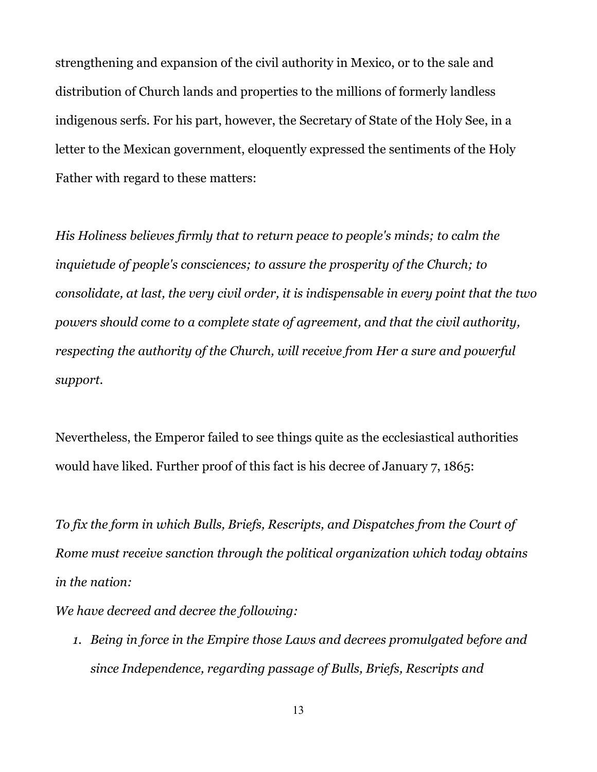strengthening and expansion of the civil authority in Mexico, or to the sale and distribution of Church lands and properties to the millions of formerly landless indigenous serfs. For his part, however, the Secretary of State of the Holy See, in a letter to the Mexican government, eloquently expressed the sentiments of the Holy Father with regard to these matters:

*His Holiness believes firmly that to return peace to people's minds; to calm the inquietude of people's consciences; to assure the prosperity of the Church; to consolidate, at last, the very civil order, it is indispensable in every point that the two powers should come to a complete state of agreement, and that the civil authority, respecting the authority of the Church, will receive from Her a sure and powerful support.*

Nevertheless, the Emperor failed to see things quite as the ecclesiastical authorities would have liked. Further proof of this fact is his decree of January 7, 1865:

*To fix the form in which Bulls, Briefs, Rescripts, and Dispatches from the Court of Rome must receive sanction through the political organization which today obtains in the nation:*

*We have decreed and decree the following:*

1. *Being in force in the Empire those Laws and decrees promulgated before and since Independence, regarding passage of Bulls, Briefs, Rescripts and*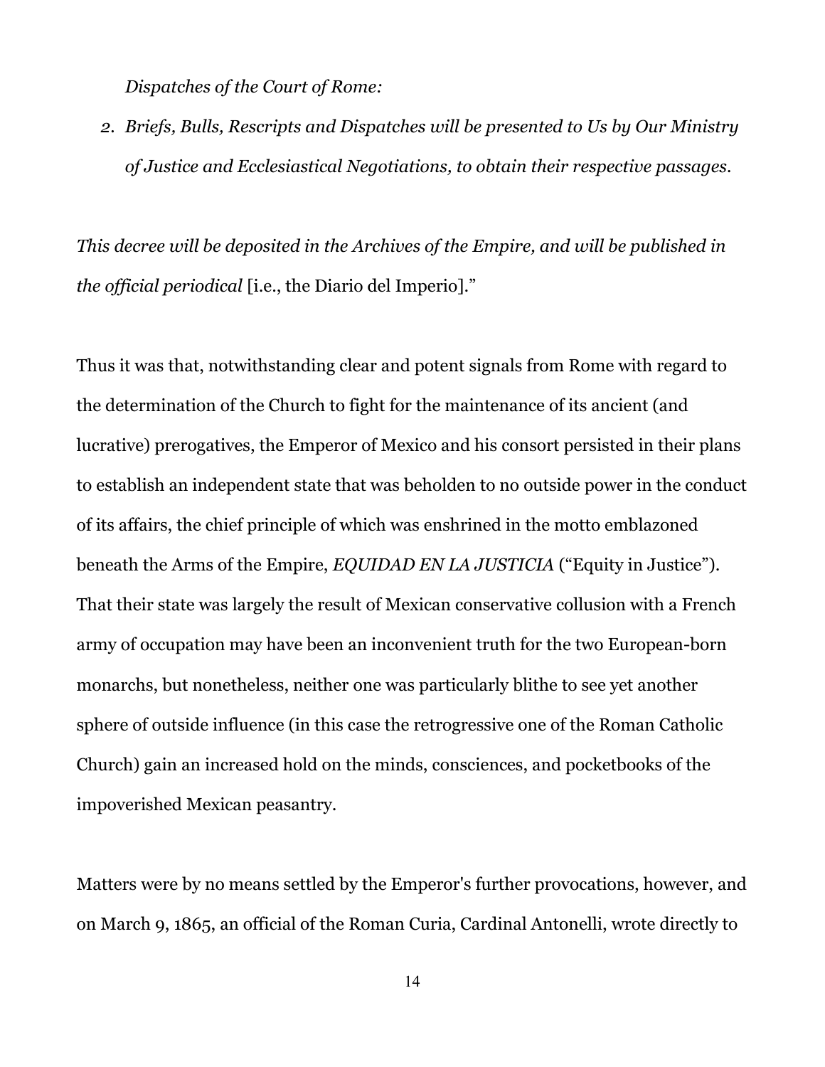*Dispatches of the Court of Rome:*

2. *Briefs, Bulls, Rescripts and Dispatches will be presented to Us by Our Ministry of Justice and Ecclesiastical Negotiations, to obtain their respective passages.*

*This decree will be deposited in the Archives of the Empire, and will be published in the official periodical* [i.e., the Diario del Imperio]."

Thus it was that, notwithstanding clear and potent signals from Rome with regard to the determination of the Church to fight for the maintenance of its ancient (and lucrative) prerogatives, the Emperor of Mexico and his consort persisted in their plans to establish an independent state that was beholden to no outside power in the conduct of its affairs, the chief principle of which was enshrined in the motto emblazoned beneath the Arms of the Empire, *EQUIDAD EN LA JUSTICIA* ("Equity in Justice"). That their state was largely the result of Mexican conservative collusion with a French army of occupation may have been an inconvenient truth for the two European-born monarchs, but nonetheless, neither one was particularly blithe to see yet another sphere of outside influence (in this case the retrogressive one of the Roman Catholic Church) gain an increased hold on the minds, consciences, and pocketbooks of the impoverished Mexican peasantry.

Matters were by no means settled by the Emperor's further provocations, however, and on March 9, 1865, an official of the Roman Curia, Cardinal Antonelli, wrote directly to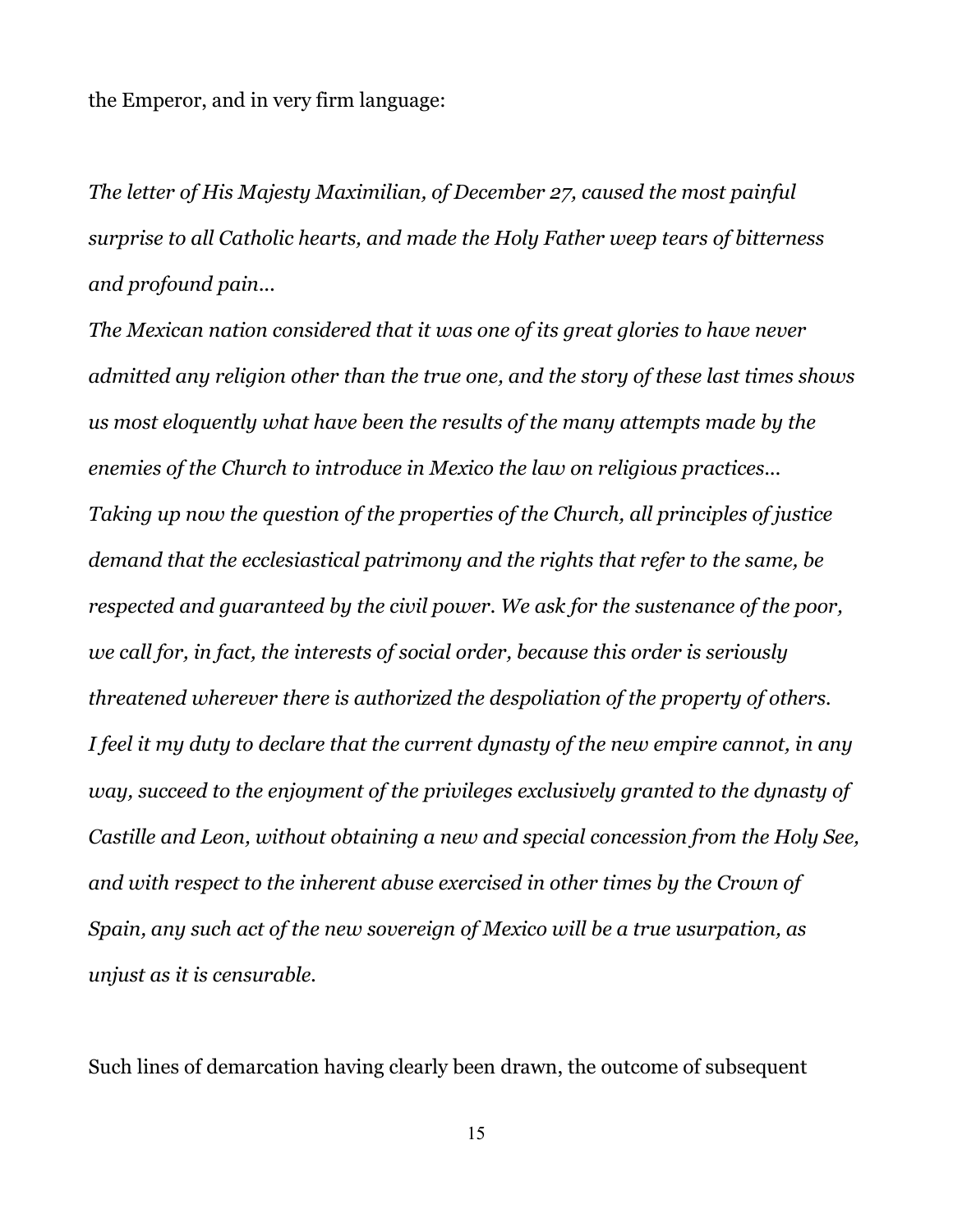the Emperor, and in very firm language:

*The letter of His Majesty Maximilian, of December 27, caused the most painful surprise to all Catholic hearts, and made the Holy Father weep tears of bitterness and profound pain…*
*The Mexican nation considered that it was one of its great glories to have never admitted any religion other than the true one, and the story of these last times shows us most eloquently what have been the results of the many attempts made by the enemies of the Church to introduce in Mexico the law on religious practices…*
*Taking up now the question of the properties of the Church, all principles of justice demand that the ecclesiastical patrimony and the rights that refer to the same, be respected and guaranteed by the civil power. We ask for the sustenance of the poor, we call for, in fact, the interests of social order, because this order is seriously threatened wherever there is authorized the despoliation of the property of others.*
*I feel it my duty to declare that the current dynasty of the new empire cannot, in any way, succeed to the enjoyment of the privileges exclusively granted to the dynasty of Castille and Leon, without obtaining a new and special concession from the Holy See, and with respect to the inherent abuse exercised in other times by the Crown of Spain, any such act of the new sovereign of Mexico will be a true usurpation, as unjust as it is censurable.*

Such lines of demarcation having clearly been drawn, the outcome of subsequent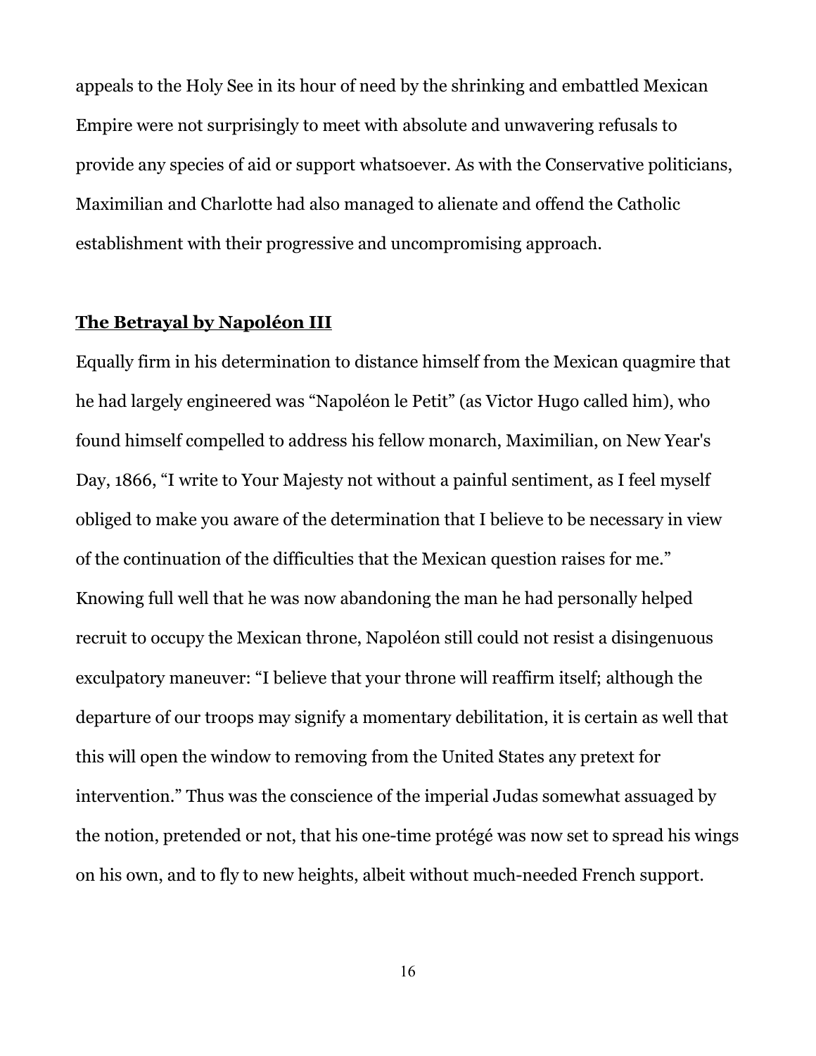appeals to the Holy See in its hour of need by the shrinking and embattled Mexican Empire were not surprisingly to meet with absolute and unwavering refusals to provide any species of aid or support whatsoever. As with the Conservative politicians, Maximilian and Charlotte had also managed to alienate and offend the Catholic establishment with their progressive and uncompromising approach.

## **The Betrayal by Napoléon III**

Equally firm in his determination to distance himself from the Mexican quagmire that he had largely engineered was "Napoléon le Petit" (as Victor Hugo called him), who found himself compelled to address his fellow monarch, Maximilian, on New Year's Day, 1866, "I write to Your Majesty not without a painful sentiment, as I feel myself obliged to make you aware of the determination that I believe to be necessary in view of the continuation of the difficulties that the Mexican question raises for me." Knowing full well that he was now abandoning the man he had personally helped recruit to occupy the Mexican throne, Napoléon still could not resist a disingenuous exculpatory maneuver: "I believe that your throne will reaffirm itself; although the departure of our troops may signify a momentary debilitation, it is certain as well that this will open the window to removing from the United States any pretext for intervention." Thus was the conscience of the imperial Judas somewhat assuaged by the notion, pretended or not, that his one-time protégé was now set to spread his wings on his own, and to fly to new heights, albeit without much-needed French support.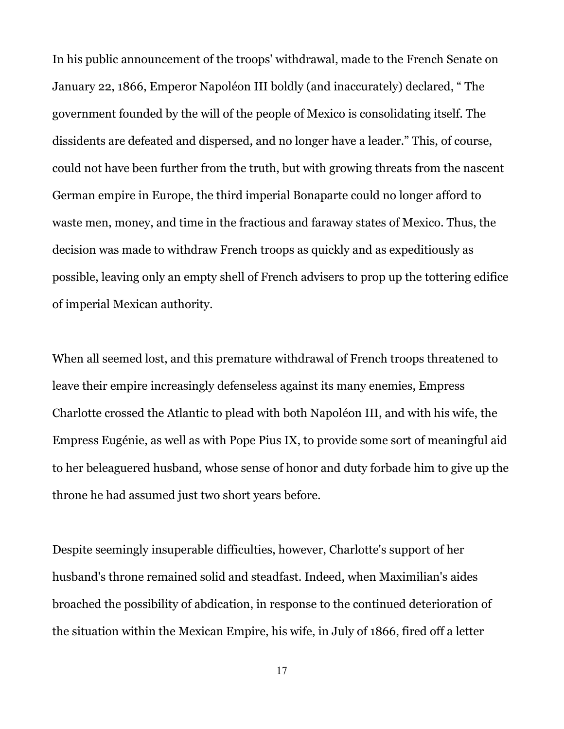In his public announcement of the troops' withdrawal, made to the French Senate on January 22, 1866, Emperor Napoléon III boldly (and inaccurately) declared, " The government founded by the will of the people of Mexico is consolidating itself. The dissidents are defeated and dispersed, and no longer have a leader." This, of course, could not have been further from the truth, but with growing threats from the nascent German empire in Europe, the third imperial Bonaparte could no longer afford to waste men, money, and time in the fractious and faraway states of Mexico. Thus, the decision was made to withdraw French troops as quickly and as expeditiously as possible, leaving only an empty shell of French advisers to prop up the tottering edifice of imperial Mexican authority.

When all seemed lost, and this premature withdrawal of French troops threatened to leave their empire increasingly defenseless against its many enemies, Empress Charlotte crossed the Atlantic to plead with both Napoléon III, and with his wife, the Empress Eugénie, as well as with Pope Pius IX, to provide some sort of meaningful aid to her beleaguered husband, whose sense of honor and duty forbade him to give up the throne he had assumed just two short years before.

Despite seemingly insuperable difficulties, however, Charlotte's support of her husband's throne remained solid and steadfast. Indeed, when Maximilian's aides broached the possibility of abdication, in response to the continued deterioration of the situation within the Mexican Empire, his wife, in July of 1866, fired off a letter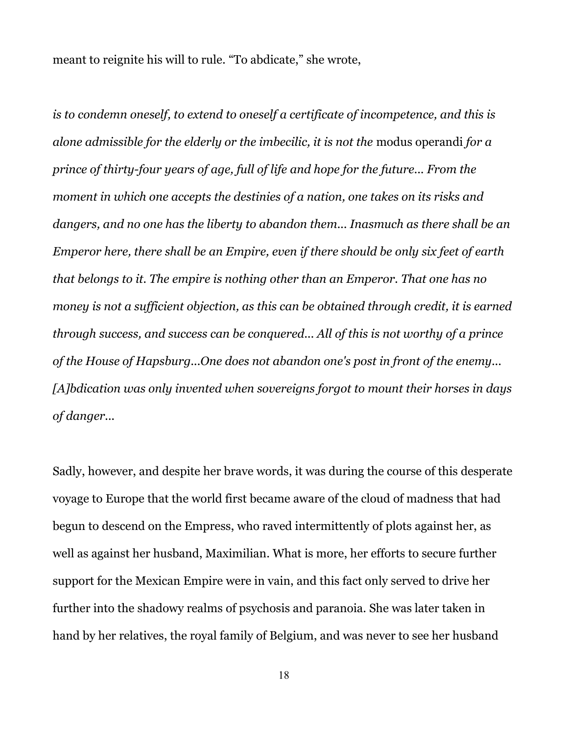meant to reignite his will to rule. “To abdicate,” she wrote,

> *is to condemn oneself, to extend to oneself a certificate of incompetence, and this is alone admissible for the elderly or the imbecilic, it is not the* modus operandi *for a prince of thirty-four years of age, full of life and hope for the future... From the moment in which one accepts the destinies of a nation, one takes on its risks and dangers, and no one has the liberty to abandon them... Inasmuch as there shall be an Emperor here, there shall be an Empire, even if there should be only six feet of earth that belongs to it. The empire is nothing other than an Emperor. That one has no money is not a sufficient objection, as this can be obtained through credit, it is earned through success, and success can be conquered... All of this is not worthy of a prince of the House of Hapsburg...One does not abandon one's post in front of the enemy... [A]bdication was only invented when sovereigns forgot to mount their horses in days of danger...*

Sadly, however, and despite her brave words, it was during the course of this desperate voyage to Europe that the world first became aware of the cloud of madness that had begun to descend on the Empress, who raved intermittently of plots against her, as well as against her husband, Maximilian. What is more, her efforts to secure further support for the Mexican Empire were in vain, and this fact only served to drive her further into the shadowy realms of psychosis and paranoia. She was later taken in hand by her relatives, the royal family of Belgium, and was never to see her husband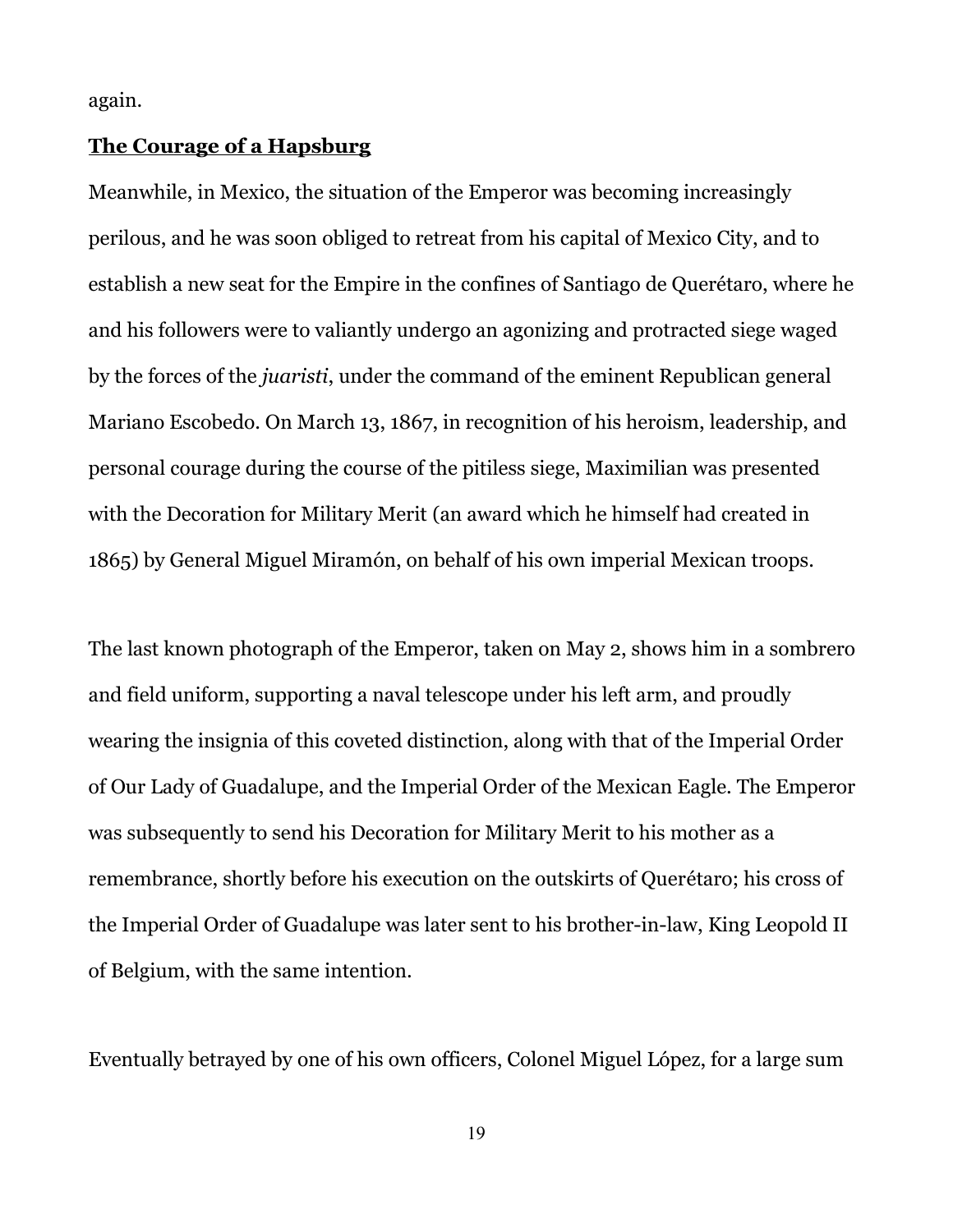again.

## **The Courage of a Hapsburg**

Meanwhile, in Mexico, the situation of the Emperor was becoming increasingly perilous, and he was soon obliged to retreat from his capital of Mexico City, and to establish a new seat for the Empire in the confines of Santiago de Querétaro, where he and his followers were to valiantly undergo an agonizing and protracted siege waged by the forces of the *juaristi*, under the command of the eminent Republican general Mariano Escobedo. On March 13, 1867, in recognition of his heroism, leadership, and personal courage during the course of the pitiless siege, Maximilian was presented with the Decoration for Military Merit (an award which he himself had created in 1865) by General Miguel Miramón, on behalf of his own imperial Mexican troops.

The last known photograph of the Emperor, taken on May 2, shows him in a sombrero and field uniform, supporting a naval telescope under his left arm, and proudly wearing the insignia of this coveted distinction, along with that of the Imperial Order of Our Lady of Guadalupe, and the Imperial Order of the Mexican Eagle. The Emperor was subsequently to send his Decoration for Military Merit to his mother as a remembrance, shortly before his execution on the outskirts of Querétaro; his cross of the Imperial Order of Guadalupe was later sent to his brother-in-law, King Leopold II of Belgium, with the same intention.

Eventually betrayed by one of his own officers, Colonel Miguel López, for a large sum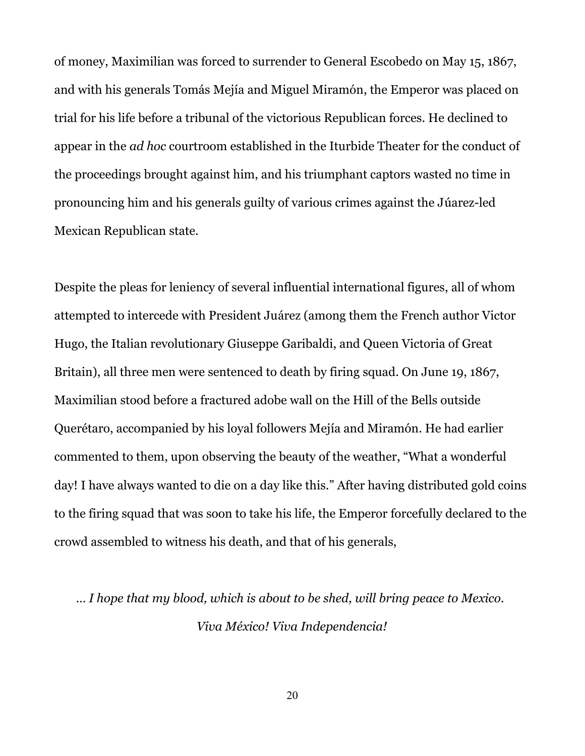of money, Maximilian was forced to surrender to General Escobedo on May 15, 1867, and with his generals Tomás Mejía and Miguel Miramón, the Emperor was placed on trial for his life before a tribunal of the victorious Republican forces. He declined to appear in the *ad hoc* courtroom established in the Iturbide Theater for the conduct of the proceedings brought against him, and his triumphant captors wasted no time in pronouncing him and his generals guilty of various crimes against the Júarez-led Mexican Republican state.

Despite the pleas for leniency of several influential international figures, all of whom attempted to intercede with President Juárez (among them the French author Victor Hugo, the Italian revolutionary Giuseppe Garibaldi, and Queen Victoria of Great Britain), all three men were sentenced to death by firing squad. On June 19, 1867, Maximilian stood before a fractured adobe wall on the Hill of the Bells outside Querétaro, accompanied by his loyal followers Mejía and Miramón. He had earlier commented to them, upon observing the beauty of the weather, "What a wonderful day! I have always wanted to die on a day like this." After having distributed gold coins to the firing squad that was soon to take his life, the Emperor forcefully declared to the crowd assembled to witness his death, and that of his generals,

*... I hope that my blood, which is about to be shed, will bring peace to Mexico. Viva México! Viva Independencia!*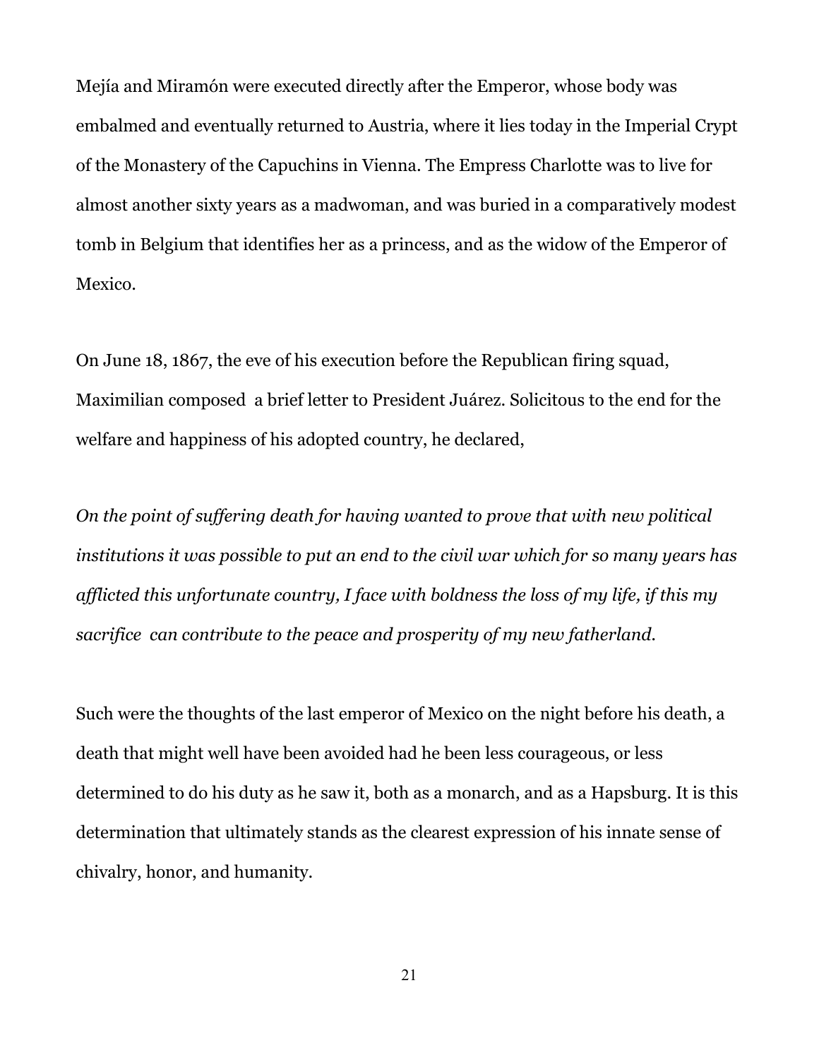Mejía and Miramón were executed directly after the Emperor, whose body was embalmed and eventually returned to Austria, where it lies today in the Imperial Crypt of the Monastery of the Capuchins in Vienna. The Empress Charlotte was to live for almost another sixty years as a madwoman, and was buried in a comparatively modest tomb in Belgium that identifies her as a princess, and as the widow of the Emperor of Mexico.

On June 18, 1867, the eve of his execution before the Republican firing squad, Maximilian composed a brief letter to President Juárez. Solicitous to the end for the welfare and happiness of his adopted country, he declared,

*On the point of suffering death for having wanted to prove that with new political institutions it was possible to put an end to the civil war which for so many years has afflicted this unfortunate country, I face with boldness the loss of my life, if this my sacrifice can contribute to the peace and prosperity of my new fatherland.*

Such were the thoughts of the last emperor of Mexico on the night before his death, a death that might well have been avoided had he been less courageous, or less determined to do his duty as he saw it, both as a monarch, and as a Hapsburg. It is this determination that ultimately stands as the clearest expression of his innate sense of chivalry, honor, and humanity.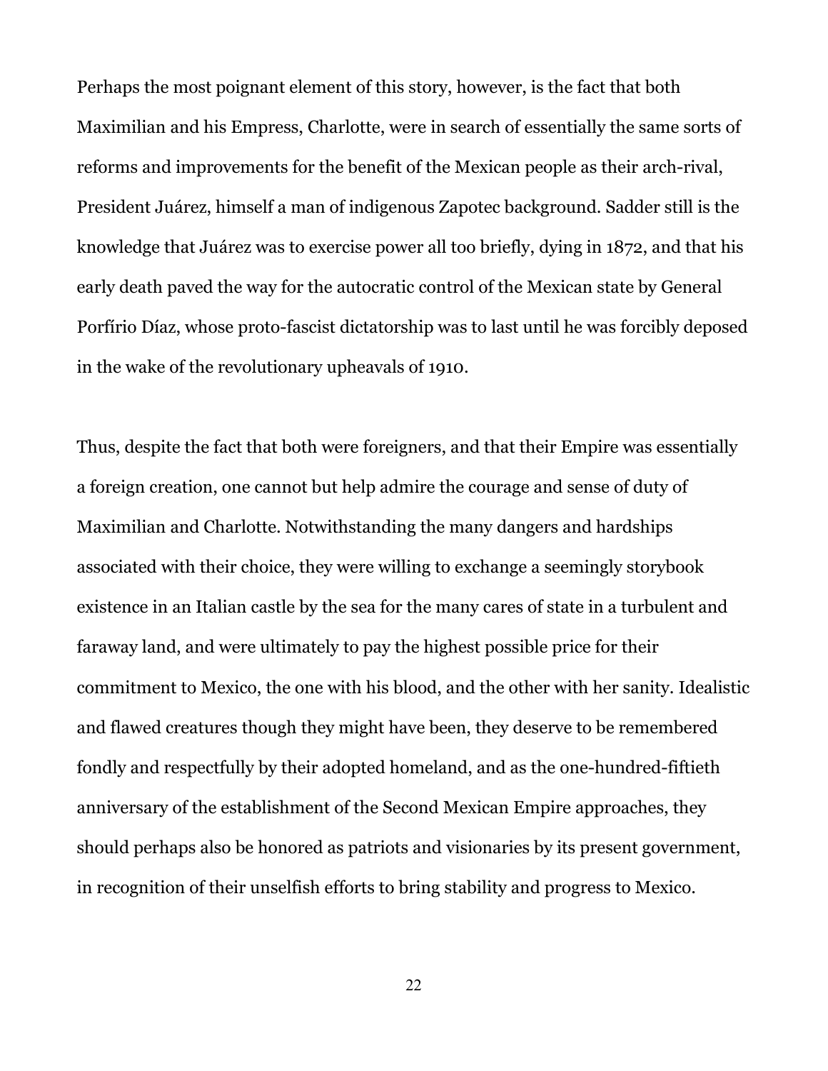Perhaps the most poignant element of this story, however, is the fact that both Maximilian and his Empress, Charlotte, were in search of essentially the same sorts of reforms and improvements for the benefit of the Mexican people as their arch-rival, President Juárez, himself a man of indigenous Zapotec background. Sadder still is the knowledge that Juárez was to exercise power all too briefly, dying in 1872, and that his early death paved the way for the autocratic control of the Mexican state by General Porfírio Díaz, whose proto-fascist dictatorship was to last until he was forcibly deposed in the wake of the revolutionary upheavals of 1910.

Thus, despite the fact that both were foreigners, and that their Empire was essentially a foreign creation, one cannot but help admire the courage and sense of duty of Maximilian and Charlotte. Notwithstanding the many dangers and hardships associated with their choice, they were willing to exchange a seemingly storybook existence in an Italian castle by the sea for the many cares of state in a turbulent and faraway land, and were ultimately to pay the highest possible price for their commitment to Mexico, the one with his blood, and the other with her sanity. Idealistic and flawed creatures though they might have been, they deserve to be remembered fondly and respectfully by their adopted homeland, and as the one-hundred-fiftieth anniversary of the establishment of the Second Mexican Empire approaches, they should perhaps also be honored as patriots and visionaries by its present government, in recognition of their unselfish efforts to bring stability and progress to Mexico.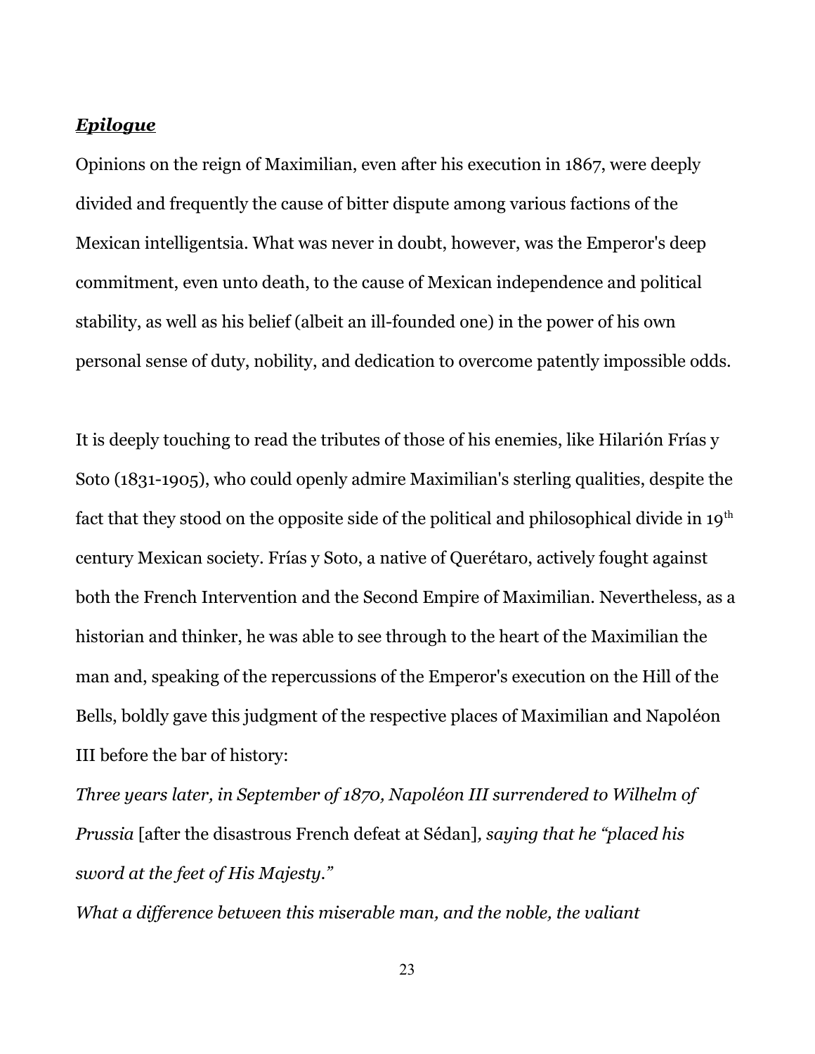***Epilogue***

Opinions on the reign of Maximilian, even after his execution in 1867, were deeply divided and frequently the cause of bitter dispute among various factions of the Mexican intelligentsia. What was never in doubt, however, was the Emperor's deep commitment, even unto death, to the cause of Mexican independence and political stability, as well as his belief (albeit an ill-founded one) in the power of his own personal sense of duty, nobility, and dedication to overcome patently impossible odds.

It is deeply touching to read the tributes of those of his enemies, like Hilarión Frías y Soto (1831-1905), who could openly admire Maximilian's sterling qualities, despite the fact that they stood on the opposite side of the political and philosophical divide in 19th century Mexican society. Frías y Soto, a native of Querétaro, actively fought against both the French Intervention and the Second Empire of Maximilian. Nevertheless, as a historian and thinker, he was able to see through to the heart of the Maximilian the man and, speaking of the repercussions of the Emperor's execution on the Hill of the Bells, boldly gave this judgment of the respective places of Maximilian and Napoléon III before the bar of history:

*Three years later, in September of 1870, Napoléon III surrendered to Wilhelm of Prussia* [after the disastrous French defeat at Sédan]*, saying that he "placed his sword at the feet of His Majesty."*

*What a difference between this miserable man, and the noble, the valiant*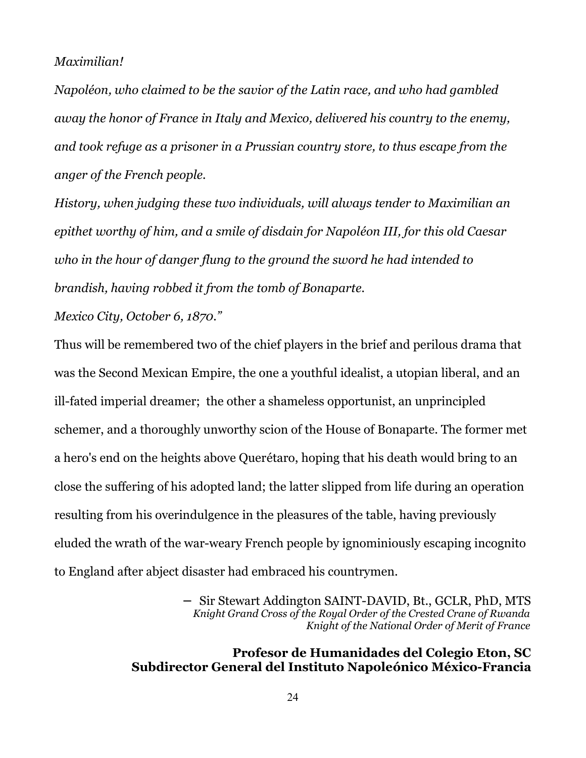*Maximilian!*

*Napoléon, who claimed to be the savior of the Latin race, and who had gambled away the honor of France in Italy and Mexico, delivered his country to the enemy, and took refuge as a prisoner in a Prussian country store, to thus escape from the anger of the French people.*

*History, when judging these two individuals, will always tender to Maximilian an epithet worthy of him, and a smile of disdain for Napoléon III, for this old Caesar who in the hour of danger flung to the ground the sword he had intended to brandish, having robbed it from the tomb of Bonaparte.*

*Mexico City, October 6, 1870."*

Thus will be remembered two of the chief players in the brief and perilous drama that was the Second Mexican Empire, the one a youthful idealist, a utopian liberal, and an ill-fated imperial dreamer; the other a shameless opportunist, an unprincipled schemer, and a thoroughly unworthy scion of the House of Bonaparte. The former met a hero's end on the heights above Querétaro, hoping that his death would bring to an close the suffering of his adopted land; the latter slipped from life during an operation resulting from his overindulgence in the pleasures of the table, having previously eluded the wrath of the war-weary French people by ignominiously escaping incognito to England after abject disaster had embraced his countrymen.

– Sir Stewart Addington SAINT-DAVID, Bt., GCLR, PhD, MTS
*Knight Grand Cross of the Royal Order of the Crested Crane of Rwanda*
*Knight of the National Order of Merit of France*

**Profesor de Humanidades del Colegio Eton, SC**
**Subdirector General del Instituto Napoleónico México-Francia**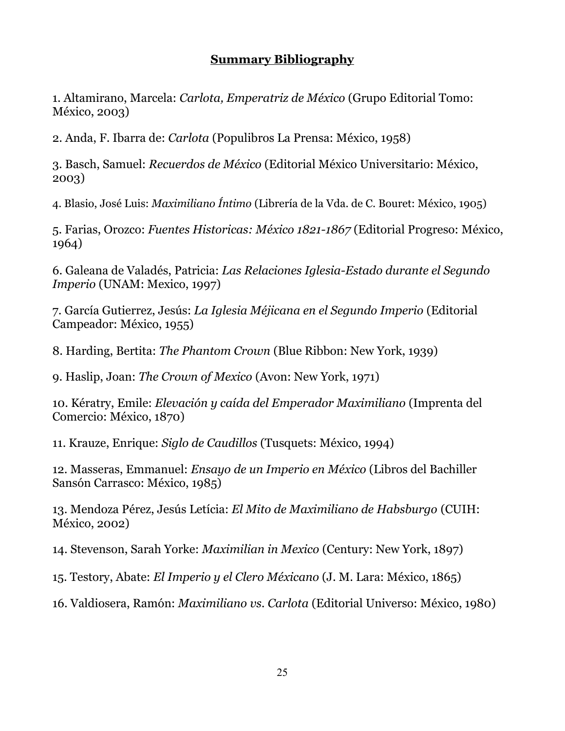## **Summary Bibliography**

1. Altamirano, Marcela: *Carlota, Emperatriz de México* (Grupo Editorial Tomo: México, 2003)

2. Anda, F. Ibarra de: *Carlota* (Populibros La Prensa: México, 1958)

3. Basch, Samuel: *Recuerdos de México* (Editorial México Universitario: México, 2003)

4. Blasio, José Luis: *Maximiliano Íntimo* (Librería de la Vda. de C. Bouret: México, 1905)

5. Farias, Orozco: *Fuentes Historicas: México 1821-1867* (Editorial Progreso: México, 1964)

6. Galeana de Valadés, Patricia: *Las Relaciones Iglesia-Estado durante el Segundo Imperio* (UNAM: Mexico, 1997)

7. García Gutierrez, Jesús: *La Iglesia Méjicana en el Segundo Imperio* (Editorial Campeador: México, 1955)

8. Harding, Bertita: *The Phantom Crown* (Blue Ribbon: New York, 1939)

9. Haslip, Joan: *The Crown of Mexico* (Avon: New York, 1971)

10. Kératry, Emile: *Elevación y caída del Emperador Maximiliano* (Imprenta del Comercio: México, 1870)

11. Krauze, Enrique: *Siglo de Caudillos* (Tusquets: México, 1994)

12. Masseras, Emmanuel: *Ensayo de un Imperio en México* (Libros del Bachiller Sansón Carrasco: México, 1985)

13. Mendoza Pérez, Jesús Letícia: *El Mito de Maximiliano de Habsburgo* (CUIH: México, 2002)

14. Stevenson, Sarah Yorke: *Maximilian in Mexico* (Century: New York, 1897)

15. Testory, Abate: *El Imperio y el Clero Méxicano* (J. M. Lara: México, 1865)

16. Valdiosera, Ramón: *Maximiliano vs. Carlota* (Editorial Universo: México, 1980)